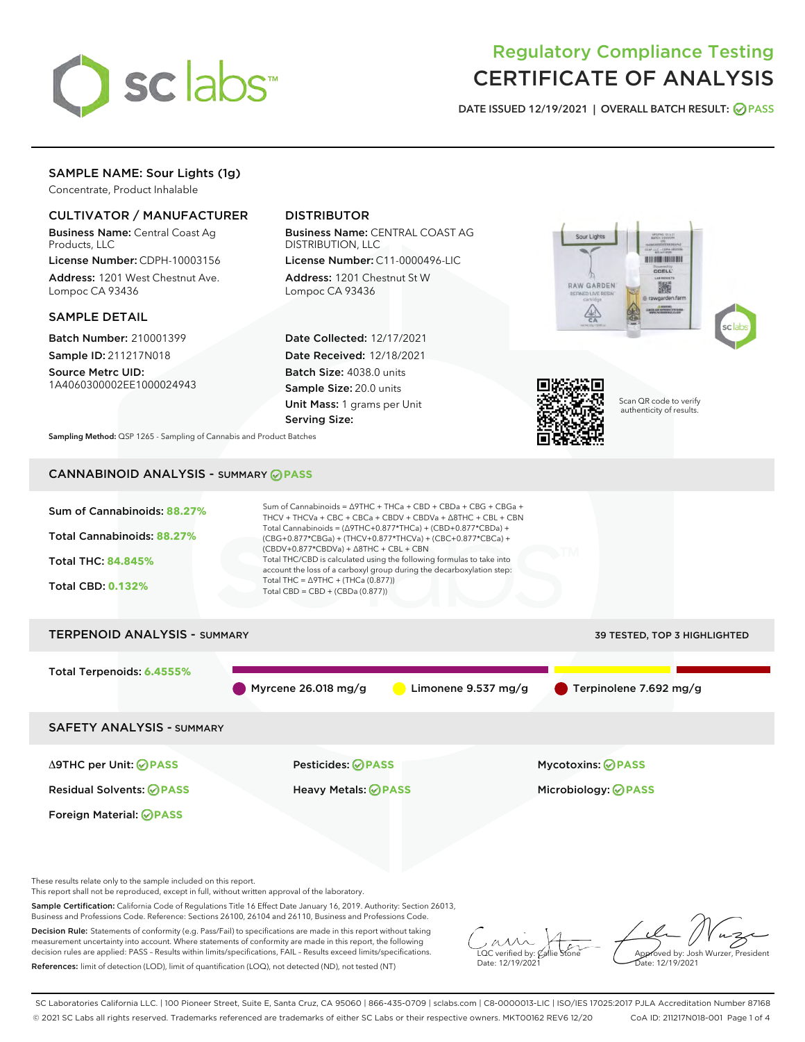# Regulatory Compliance Testing
# CERTIFICATE OF ANALYSIS

DATE ISSUED 12/19/2021 | OVERALL BATCH RESULT: PASS

## SAMPLE NAME: Sour Lights (1g)

Concentrate, Product Inhalable

### CULTIVATOR / MANUFACTURER

**Business Name:** Central Coast Ag Products, LLC

**License Number:** CDPH-10003156

**Address:** 1201 West Chestnut Ave. Lompoc CA 93436

### DISTRIBUTOR

**Business Name:** CENTRAL COAST AG DISTRIBUTION, LLC

**License Number:** C11-0000496-LIC

**Address:** 1201 Chestnut St W Lompoc CA 93436

### SAMPLE DETAIL

**Batch Number:** 210001399

**Sample ID:** 211217N018

**Source Metrc UID:** 1A4060300002EE1000024943

**Date Collected:** 12/17/2021

**Date Received:** 12/18/2021

**Batch Size:** 4038.0 units

**Sample Size:** 20.0 units

**Unit Mass:** 1 grams per Unit

**Serving Size:**

Scan QR code to verify authenticity of results.

**Sampling Method:** QSP 1265 - Sampling of Cannabis and Product Batches

## CANNABINOID ANALYSIS - SUMMARY PASS

Sum of Cannabinoids: **88.27%**

Total Cannabinoids: **88.27%**

Total THC: **84.845%**

Total CBD: **0.132%**

Sum of Cannabinoids = Δ9THC + THCa + CBD + CBDa + CBG + CBGa + THCV + THCVa + CBC + CBCa + CBDV + CBDVa + Δ8THC + CBL + CBN

Total Cannabinoids = (Δ9THC+0.877*THCa) + (CBD+0.877*CBDa) + (CBG+0.877*CBGa) + (THCV+0.877*THCVa) + (CBC+0.877*CBCa) + (CBDV+0.877*CBDVa) + Δ8THC + CBL + CBN

Total THC/CBD is calculated using the following formulas to take into account the loss of a carboxyl group during the decarboxylation step:

Total THC = Δ9THC + (THCa (0.877))

Total CBD = CBD + (CBDa (0.877))

## TERPENOID ANALYSIS - SUMMARY

39 TESTED, TOP 3 HIGHLIGHTED

Total Terpenoids: **6.4555%**

- Myrcene 26.018 mg/g
- Limonene 9.537 mg/g
- Terpinolene 7.692 mg/g

## SAFETY ANALYSIS - SUMMARY

| | | |
|---|---|---|
| Δ9THC per Unit: PASS | Pesticides: PASS | Mycotoxins: PASS |
| Residual Solvents: PASS | Heavy Metals: PASS | Microbiology: PASS |
| Foreign Material: PASS | | |

These results relate only to the sample included on this report.
This report shall not be reproduced, except in full, without written approval of the laboratory.

**Sample Certification:** California Code of Regulations Title 16 Effect Date January 16, 2019. Authority: Section 26013, Business and Professions Code. Reference: Sections 26100, 26104 and 26110, Business and Professions Code.

**Decision Rule:** Statements of conformity (e.g. Pass/Fail) to specifications are made in this report without taking measurement uncertainty into account. Where statements of conformity are made in this report, the following decision rules are applied: PASS – Results within limits/specifications, FAIL – Results exceed limits/specifications.

**References:** limit of detection (LOD), limit of quantification (LOQ), not detected (ND), not tested (NT)

LQC verified by: Callie Stone
Date: 12/19/2021

Approved by: Josh Wurzer, President
Date: 12/19/2021

SC Laboratories California LLC. | 100 Pioneer Street, Suite E, Santa Cruz, CA 95060 | 866-435-0709 | sclabs.com | C8-0000013-LIC | ISO/IES 17025:2017 PJLA Accreditation Number 87168
© 2021 SC Labs all rights reserved. Trademarks referenced are trademarks of either SC Labs or their respective owners. MKT00162 REV6 12/20 CoA ID: 211217N018-001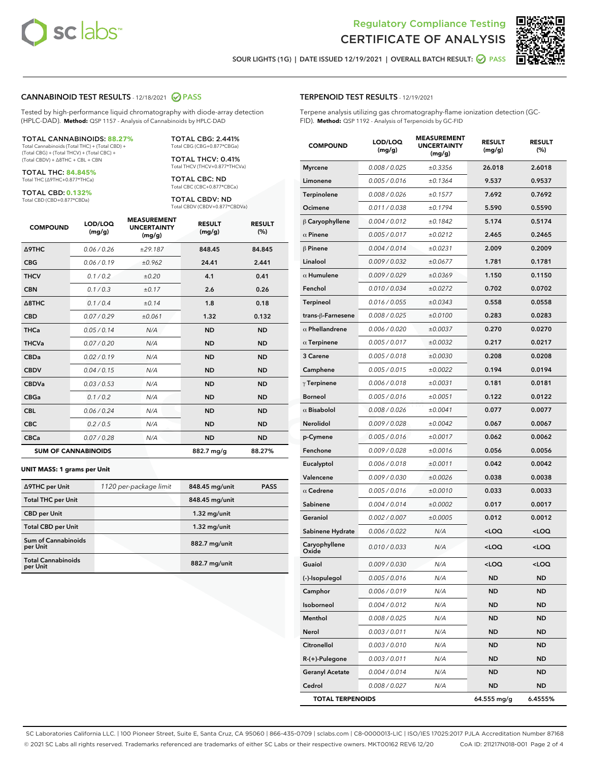Regulatory Compliance Testing
# CERTIFICATE OF ANALYSIS

SOUR LIGHTS (1G) | DATE ISSUED 12/19/2021 | OVERALL BATCH RESULT: PASS

## CANNABINOID TEST RESULTS - 12/18/2021 PASS

Tested by high-performance liquid chromatography with diode-array detection (HPLC-DAD). **Method:** QSP 1157 - Analysis of Cannabinoids by HPLC-DAD

**TOTAL CANNABINOIDS: 88.27%**
Total Cannabinoids (Total THC) + (Total CBD) + (Total CBG) + (Total THCV) + (Total CBC) + (Total CBDV) + Δ8THC + CBL + CBN

**TOTAL THC: 84.845%**
Total THC (Δ9THC+0.877*THCa)

**TOTAL CBD: 0.132%**
Total CBD (CBD+0.877*CBDa)

**TOTAL CBG: 2.441%**
Total CBG (CBG+0.877*CBGa)

**TOTAL THCV: 0.41%**
Total THCV (THCV+0.877*THCVa)

**TOTAL CBC: ND**
Total CBC (CBC+0.877*CBCa)

**TOTAL CBDV: ND**
Total CBDV (CBDV+0.877*CBDVa)

| COMPOUND | LOD/LOQ (mg/g) | MEASUREMENT UNCERTAINTY (mg/g) | RESULT (mg/g) | RESULT (%) |
|---|---|---|---|---|
| Δ9THC | 0.06 / 0.26 | ±29.187 | 848.45 | 84.845 |
| CBG | 0.06 / 0.19 | ±0.962 | 24.41 | 2.441 |
| THCV | 0.1 / 0.2 | ±0.20 | 4.1 | 0.41 |
| CBN | 0.1 / 0.3 | ±0.17 | 2.6 | 0.26 |
| Δ8THC | 0.1 / 0.4 | ±0.14 | 1.8 | 0.18 |
| CBD | 0.07 / 0.29 | ±0.061 | 1.32 | 0.132 |
| THCa | 0.05 / 0.14 | N/A | ND | ND |
| THCVa | 0.07 / 0.20 | N/A | ND | ND |
| CBDa | 0.02 / 0.19 | N/A | ND | ND |
| CBDV | 0.04 / 0.15 | N/A | ND | ND |
| CBDVa | 0.03 / 0.53 | N/A | ND | ND |
| CBGa | 0.1 / 0.2 | N/A | ND | ND |
| CBL | 0.06 / 0.24 | N/A | ND | ND |
| CBC | 0.2 / 0.5 | N/A | ND | ND |
| CBCa | 0.07 / 0.28 | N/A | ND | ND |
| **SUM OF CANNABINOIDS** | | | 882.7 mg/g | 88.27% |

**UNIT MASS: 1 grams per Unit**

| | | | |
|---|---|---|---|
| Δ9THC per Unit | 1120 per-package limit | 848.45 mg/unit | PASS |
| Total THC per Unit | | 848.45 mg/unit | |
| CBD per Unit | | 1.32 mg/unit | |
| Total CBD per Unit | | 1.32 mg/unit | |
| Sum of Cannabinoids per Unit | | 882.7 mg/unit | |
| Total Cannabinoids per Unit | | 882.7 mg/unit | |

## TERPENOID TEST RESULTS - 12/19/2021

Terpene analysis utilizing gas chromatography-flame ionization detection (GC-FID). **Method:** QSP 1192 - Analysis of Terpenoids by GC-FID

| COMPOUND | LOD/LOQ (mg/g) | MEASUREMENT UNCERTAINTY (mg/g) | RESULT (mg/g) | RESULT (%) |
|---|---|---|---|---|
| Myrcene | 0.008 / 0.025 | ±0.3356 | 26.018 | 2.6018 |
| Limonene | 0.005 / 0.016 | ±0.1364 | 9.537 | 0.9537 |
| Terpinolene | 0.008 / 0.026 | ±0.1577 | 7.692 | 0.7692 |
| Ocimene | 0.011 / 0.038 | ±0.1794 | 5.590 | 0.5590 |
| β Caryophyllene | 0.004 / 0.012 | ±0.1842 | 5.174 | 0.5174 |
| α Pinene | 0.005 / 0.017 | ±0.0212 | 2.465 | 0.2465 |
| β Pinene | 0.004 / 0.014 | ±0.0231 | 2.009 | 0.2009 |
| Linalool | 0.009 / 0.032 | ±0.0677 | 1.781 | 0.1781 |
| α Humulene | 0.009 / 0.029 | ±0.0369 | 1.150 | 0.1150 |
| Fenchol | 0.010 / 0.034 | ±0.0272 | 0.702 | 0.0702 |
| Terpineol | 0.016 / 0.055 | ±0.0343 | 0.558 | 0.0558 |
| trans-β-Farnesene | 0.008 / 0.025 | ±0.0100 | 0.283 | 0.0283 |
| α Phellandrene | 0.006 / 0.020 | ±0.0037 | 0.270 | 0.0270 |
| α Terpinene | 0.005 / 0.017 | ±0.0032 | 0.217 | 0.0217 |
| 3 Carene | 0.005 / 0.018 | ±0.0030 | 0.208 | 0.0208 |
| Camphene | 0.005 / 0.015 | ±0.0022 | 0.194 | 0.0194 |
| γ Terpinene | 0.006 / 0.018 | ±0.0031 | 0.181 | 0.0181 |
| Borneol | 0.005 / 0.016 | ±0.0051 | 0.122 | 0.0122 |
| α Bisabolol | 0.008 / 0.026 | ±0.0041 | 0.077 | 0.0077 |
| Nerolidol | 0.009 / 0.028 | ±0.0042 | 0.067 | 0.0067 |
| p-Cymene | 0.005 / 0.016 | ±0.0017 | 0.062 | 0.0062 |
| Fenchone | 0.009 / 0.028 | ±0.0016 | 0.056 | 0.0056 |
| Eucalyptol | 0.006 / 0.018 | ±0.0011 | 0.042 | 0.0042 |
| Valencene | 0.009 / 0.030 | ±0.0026 | 0.038 | 0.0038 |
| α Cedrene | 0.005 / 0.016 | ±0.0010 | 0.033 | 0.0033 |
| Sabinene | 0.004 / 0.014 | ±0.0002 | 0.017 | 0.0017 |
| Geraniol | 0.002 / 0.007 | ±0.0005 | 0.012 | 0.0012 |
| Sabinene Hydrate | 0.006 / 0.022 | N/A | <LOQ | <LOQ |
| Caryophyllene Oxide | 0.010 / 0.033 | N/A | <LOQ | <LOQ |
| Guaiol | 0.009 / 0.030 | N/A | <LOQ | <LOQ |
| (-)-Isopulegol | 0.005 / 0.016 | N/A | ND | ND |
| Camphor | 0.006 / 0.019 | N/A | ND | ND |
| Isoborneol | 0.004 / 0.012 | N/A | ND | ND |
| Menthol | 0.008 / 0.025 | N/A | ND | ND |
| Nerol | 0.003 / 0.011 | N/A | ND | ND |
| Citronellol | 0.003 / 0.010 | N/A | ND | ND |
| R-(+)-Pulegone | 0.003 / 0.011 | N/A | ND | ND |
| Geranyl Acetate | 0.004 / 0.014 | N/A | ND | ND |
| Cedrol | 0.008 / 0.027 | N/A | ND | ND |
| **TOTAL TERPENOIDS** | | | 64.555 mg/g | 6.4555% |

SC Laboratories California LLC. | 100 Pioneer Street, Suite E, Santa Cruz, CA 95060 | 866-435-0709 | sclabs.com | C8-0000013-LIC | ISO/IES 17025:2017 PJLA Accreditation Number 87168
© 2021 SC Labs all rights reserved. Trademarks referenced are trademarks of either SC Labs or their respective owners. MKT00162 REV6 12/20 CoA ID: 211217N018-001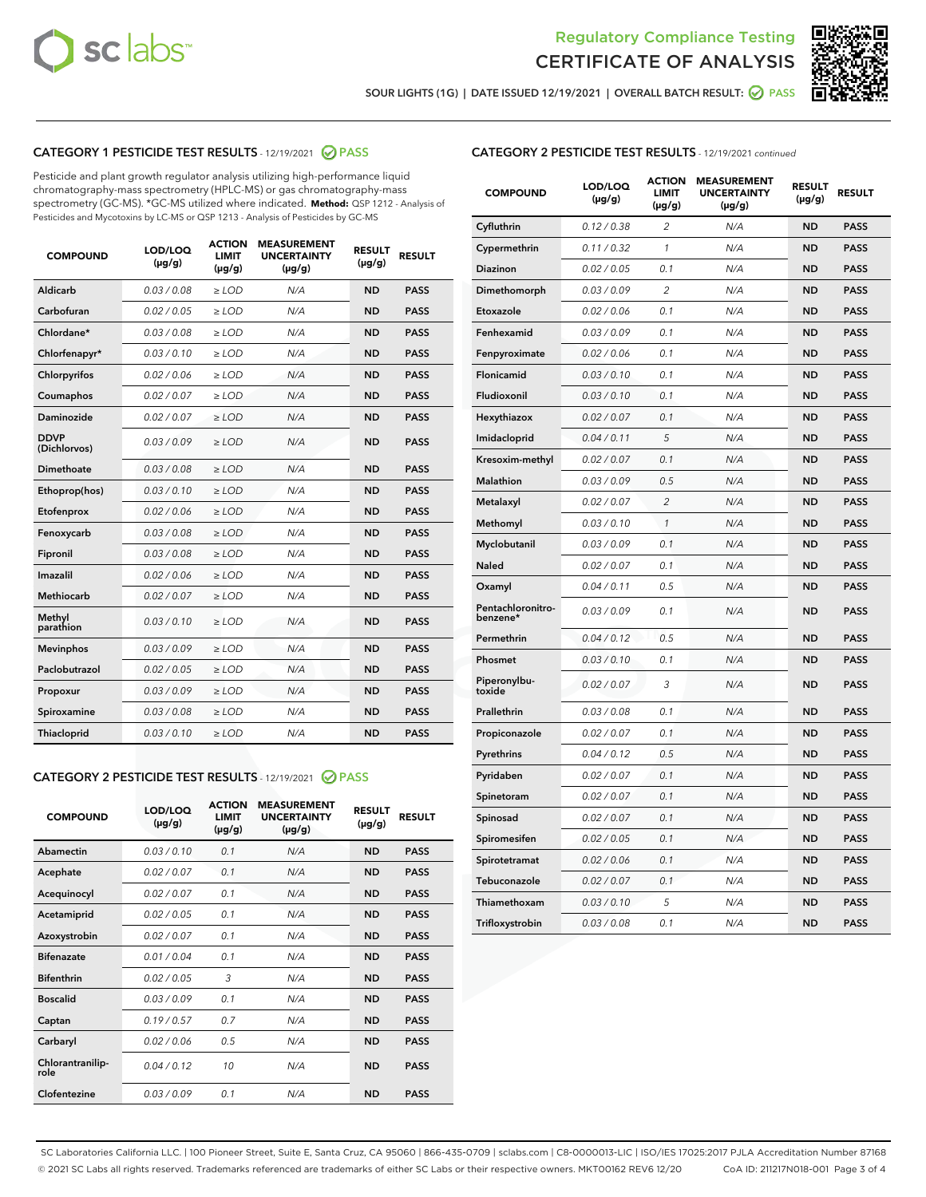Regulatory Compliance Testing
# CERTIFICATE OF ANALYSIS

SOUR LIGHTS (1G) | DATE ISSUED 12/19/2021 | OVERALL BATCH RESULT: PASS

## CATEGORY 1 PESTICIDE TEST RESULTS - 12/19/2021 PASS

Pesticide and plant growth regulator analysis utilizing high-performance liquid chromatography-mass spectrometry (HPLC-MS) or gas chromatography-mass spectrometry (GC-MS). *GC-MS utilized where indicated. **Method:** QSP 1212 - Analysis of Pesticides and Mycotoxins by LC-MS or QSP 1213 - Analysis of Pesticides by GC-MS

| COMPOUND | LOD/LOQ (µg/g) | ACTION LIMIT (µg/g) | MEASUREMENT UNCERTAINTY (µg/g) | RESULT (µg/g) | RESULT |
|---|---|---|---|---|---|
| Aldicarb | 0.03 / 0.08 | ≥ LOD | N/A | ND | PASS |
| Carbofuran | 0.02 / 0.05 | ≥ LOD | N/A | ND | PASS |
| Chlordane* | 0.03 / 0.08 | ≥ LOD | N/A | ND | PASS |
| Chlorfenapyr* | 0.03 / 0.10 | ≥ LOD | N/A | ND | PASS |
| Chlorpyrifos | 0.02 / 0.06 | ≥ LOD | N/A | ND | PASS |
| Coumaphos | 0.02 / 0.07 | ≥ LOD | N/A | ND | PASS |
| Daminozide | 0.02 / 0.07 | ≥ LOD | N/A | ND | PASS |
| DDVP (Dichlorvos) | 0.03 / 0.09 | ≥ LOD | N/A | ND | PASS |
| Dimethoate | 0.03 / 0.08 | ≥ LOD | N/A | ND | PASS |
| Ethoprop(hos) | 0.03 / 0.10 | ≥ LOD | N/A | ND | PASS |
| Etofenprox | 0.02 / 0.06 | ≥ LOD | N/A | ND | PASS |
| Fenoxycarb | 0.03 / 0.08 | ≥ LOD | N/A | ND | PASS |
| Fipronil | 0.03 / 0.08 | ≥ LOD | N/A | ND | PASS |
| Imazalil | 0.02 / 0.06 | ≥ LOD | N/A | ND | PASS |
| Methiocarb | 0.02 / 0.07 | ≥ LOD | N/A | ND | PASS |
| Methyl parathion | 0.03 / 0.10 | ≥ LOD | N/A | ND | PASS |
| Mevinphos | 0.03 / 0.09 | ≥ LOD | N/A | ND | PASS |
| Paclobutrazol | 0.02 / 0.05 | ≥ LOD | N/A | ND | PASS |
| Propoxur | 0.03 / 0.09 | ≥ LOD | N/A | ND | PASS |
| Spiroxamine | 0.03 / 0.08 | ≥ LOD | N/A | ND | PASS |
| Thiacloprid | 0.03 / 0.10 | ≥ LOD | N/A | ND | PASS |

## CATEGORY 2 PESTICIDE TEST RESULTS - 12/19/2021 PASS

| COMPOUND | LOD/LOQ (µg/g) | ACTION LIMIT (µg/g) | MEASUREMENT UNCERTAINTY (µg/g) | RESULT (µg/g) | RESULT |
|---|---|---|---|---|---|
| Abamectin | 0.03 / 0.10 | 0.1 | N/A | ND | PASS |
| Acephate | 0.02 / 0.07 | 0.1 | N/A | ND | PASS |
| Acequinocyl | 0.02 / 0.07 | 0.1 | N/A | ND | PASS |
| Acetamiprid | 0.02 / 0.05 | 0.1 | N/A | ND | PASS |
| Azoxystrobin | 0.02 / 0.07 | 0.1 | N/A | ND | PASS |
| Bifenazate | 0.01 / 0.04 | 0.1 | N/A | ND | PASS |
| Bifenthrin | 0.02 / 0.05 | 3 | N/A | ND | PASS |
| Boscalid | 0.03 / 0.09 | 0.1 | N/A | ND | PASS |
| Captan | 0.19 / 0.57 | 0.7 | N/A | ND | PASS |
| Carbaryl | 0.02 / 0.06 | 0.5 | N/A | ND | PASS |
| Chlorantraniliprole | 0.04 / 0.12 | 10 | N/A | ND | PASS |
| Clofentezine | 0.03 / 0.09 | 0.1 | N/A | ND | PASS |
| Cyfluthrin | 0.12 / 0.38 | 2 | N/A | ND | PASS |
| Cypermethrin | 0.11 / 0.32 | 1 | N/A | ND | PASS |
| Diazinon | 0.02 / 0.05 | 0.1 | N/A | ND | PASS |
| Dimethomorph | 0.03 / 0.09 | 2 | N/A | ND | PASS |
| Etoxazole | 0.02 / 0.06 | 0.1 | N/A | ND | PASS |
| Fenhexamid | 0.03 / 0.09 | 0.1 | N/A | ND | PASS |
| Fenpyroximate | 0.02 / 0.06 | 0.1 | N/A | ND | PASS |
| Flonicamid | 0.03 / 0.10 | 0.1 | N/A | ND | PASS |
| Fludioxonil | 0.03 / 0.10 | 0.1 | N/A | ND | PASS |
| Hexythiazox | 0.02 / 0.07 | 0.1 | N/A | ND | PASS |
| Imidacloprid | 0.04 / 0.11 | 5 | N/A | ND | PASS |
| Kresoxim-methyl | 0.02 / 0.07 | 0.1 | N/A | ND | PASS |
| Malathion | 0.03 / 0.09 | 0.5 | N/A | ND | PASS |
| Metalaxyl | 0.02 / 0.07 | 2 | N/A | ND | PASS |
| Methomyl | 0.03 / 0.10 | 1 | N/A | ND | PASS |
| Myclobutanil | 0.03 / 0.09 | 0.1 | N/A | ND | PASS |
| Naled | 0.02 / 0.07 | 0.1 | N/A | ND | PASS |
| Oxamyl | 0.04 / 0.11 | 0.5 | N/A | ND | PASS |
| Pentachloronitrobenzene* | 0.03 / 0.09 | 0.1 | N/A | ND | PASS |
| Permethrin | 0.04 / 0.12 | 0.5 | N/A | ND | PASS |
| Phosmet | 0.03 / 0.10 | 0.1 | N/A | ND | PASS |
| Piperonylbutoxide | 0.02 / 0.07 | 3 | N/A | ND | PASS |
| Prallethrin | 0.03 / 0.08 | 0.1 | N/A | ND | PASS |
| Propiconazole | 0.02 / 0.07 | 0.1 | N/A | ND | PASS |
| Pyrethrins | 0.04 / 0.12 | 0.5 | N/A | ND | PASS |
| Pyridaben | 0.02 / 0.07 | 0.1 | N/A | ND | PASS |
| Spinetoram | 0.02 / 0.07 | 0.1 | N/A | ND | PASS |
| Spinosad | 0.02 / 0.07 | 0.1 | N/A | ND | PASS |
| Spiromesifen | 0.02 / 0.05 | 0.1 | N/A | ND | PASS |
| Spirotetramat | 0.02 / 0.06 | 0.1 | N/A | ND | PASS |
| Tebuconazole | 0.02 / 0.07 | 0.1 | N/A | ND | PASS |
| Thiamethoxam | 0.03 / 0.10 | 5 | N/A | ND | PASS |
| Trifloxystrobin | 0.03 / 0.08 | 0.1 | N/A | ND | PASS |

SC Laboratories California LLC. | 100 Pioneer Street, Suite E, Santa Cruz, CA 95060 | 866-435-0709 | sclabs.com | C8-0000013-LIC | ISO/IES 17025:2017 PJLA Accreditation Number 87168
© 2021 SC Labs all rights reserved. Trademarks referenced are trademarks of either SC Labs or their respective owners. MKT00162 REV6 12/20 CoA ID: 211217N018-001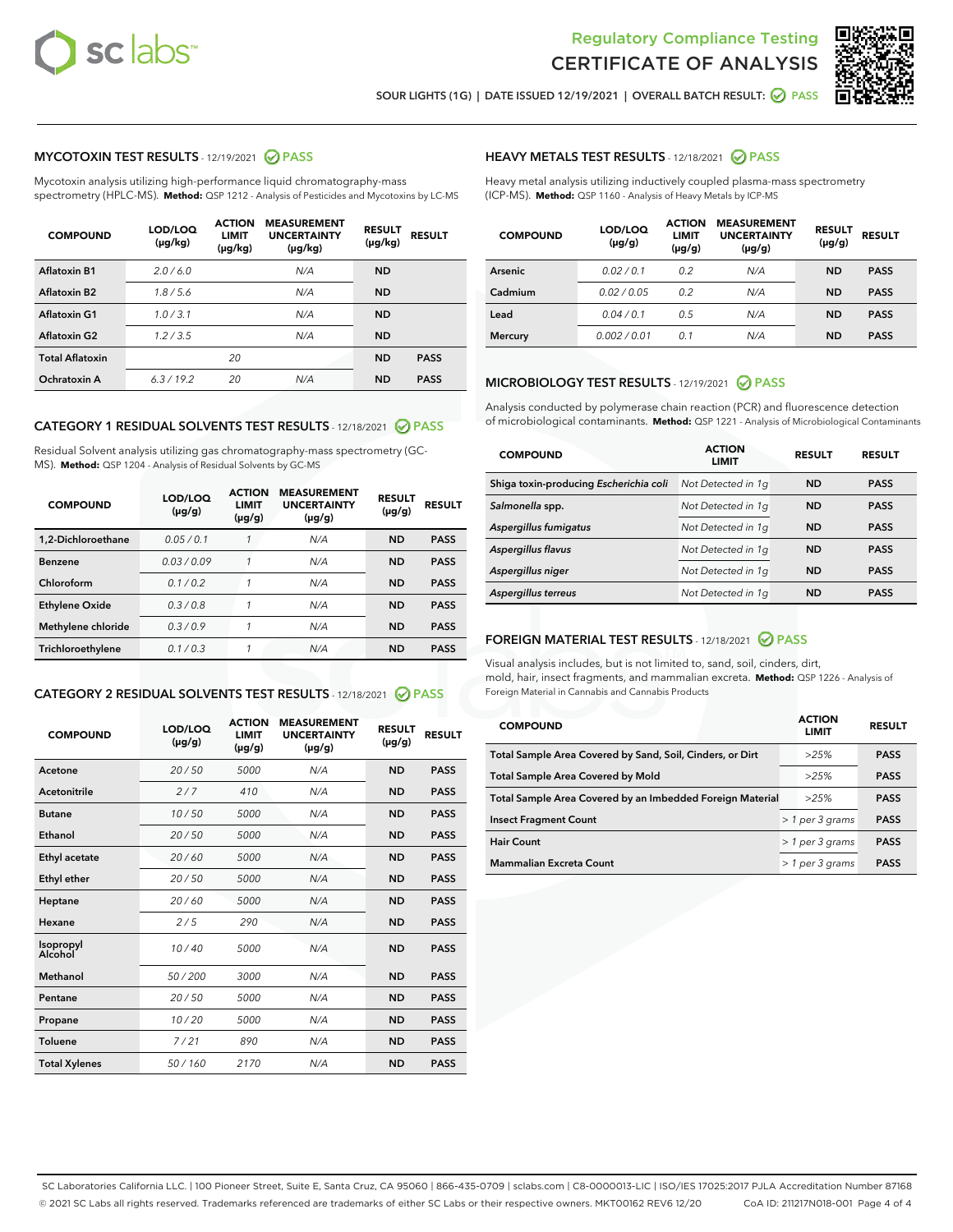# Regulatory Compliance Testing
# CERTIFICATE OF ANALYSIS

SOUR LIGHTS (1G) | DATE ISSUED 12/19/2021 | OVERALL BATCH RESULT: PASS

## MYCOTOXIN TEST RESULTS - 12/19/2021 PASS

Mycotoxin analysis utilizing high-performance liquid chromatography-mass spectrometry (HPLC-MS). **Method:** QSP 1212 - Analysis of Pesticides and Mycotoxins by LC-MS

| COMPOUND | LOD/LOQ (µg/kg) | ACTION LIMIT (µg/kg) | MEASUREMENT UNCERTAINTY (µg/kg) | RESULT (µg/kg) | RESULT |
|---|---|---|---|---|---|
| Aflatoxin B1 | 2.0 / 6.0 | | N/A | ND | |
| Aflatoxin B2 | 1.8 / 5.6 | | N/A | ND | |
| Aflatoxin G1 | 1.0 / 3.1 | | N/A | ND | |
| Aflatoxin G2 | 1.2 / 3.5 | | N/A | ND | |
| Total Aflatoxin | | 20 | | ND | PASS |
| Ochratoxin A | 6.3 / 19.2 | 20 | N/A | ND | PASS |

## CATEGORY 1 RESIDUAL SOLVENTS TEST RESULTS - 12/18/2021 PASS

Residual Solvent analysis utilizing gas chromatography-mass spectrometry (GC-MS). **Method:** QSP 1204 - Analysis of Residual Solvents by GC-MS

| COMPOUND | LOD/LOQ (µg/g) | ACTION LIMIT (µg/g) | MEASUREMENT UNCERTAINTY (µg/g) | RESULT (µg/g) | RESULT |
|---|---|---|---|---|---|
| 1,2-Dichloroethane | 0.05 / 0.1 | 1 | N/A | ND | PASS |
| Benzene | 0.03 / 0.09 | 1 | N/A | ND | PASS |
| Chloroform | 0.1 / 0.2 | 1 | N/A | ND | PASS |
| Ethylene Oxide | 0.3 / 0.8 | 1 | N/A | ND | PASS |
| Methylene chloride | 0.3 / 0.9 | 1 | N/A | ND | PASS |
| Trichloroethylene | 0.1 / 0.3 | 1 | N/A | ND | PASS |

## CATEGORY 2 RESIDUAL SOLVENTS TEST RESULTS - 12/18/2021 PASS

| COMPOUND | LOD/LOQ (µg/g) | ACTION LIMIT (µg/g) | MEASUREMENT UNCERTAINTY (µg/g) | RESULT (µg/g) | RESULT |
|---|---|---|---|---|---|
| Acetone | 20 / 50 | 5000 | N/A | ND | PASS |
| Acetonitrile | 2 / 7 | 410 | N/A | ND | PASS |
| Butane | 10 / 50 | 5000 | N/A | ND | PASS |
| Ethanol | 20 / 50 | 5000 | N/A | ND | PASS |
| Ethyl acetate | 20 / 60 | 5000 | N/A | ND | PASS |
| Ethyl ether | 20 / 50 | 5000 | N/A | ND | PASS |
| Heptane | 20 / 60 | 5000 | N/A | ND | PASS |
| Hexane | 2 / 5 | 290 | N/A | ND | PASS |
| Isopropyl Alcohol | 10 / 40 | 5000 | N/A | ND | PASS |
| Methanol | 50 / 200 | 3000 | N/A | ND | PASS |
| Pentane | 20 / 50 | 5000 | N/A | ND | PASS |
| Propane | 10 / 20 | 5000 | N/A | ND | PASS |
| Toluene | 7 / 21 | 890 | N/A | ND | PASS |
| Total Xylenes | 50 / 160 | 2170 | N/A | ND | PASS |

## HEAVY METALS TEST RESULTS - 12/18/2021 PASS

Heavy metal analysis utilizing inductively coupled plasma-mass spectrometry (ICP-MS). **Method:** QSP 1160 - Analysis of Heavy Metals by ICP-MS

| COMPOUND | LOD/LOQ (µg/g) | ACTION LIMIT (µg/g) | MEASUREMENT UNCERTAINTY (µg/g) | RESULT (µg/g) | RESULT |
|---|---|---|---|---|---|
| Arsenic | 0.02 / 0.1 | 0.2 | N/A | ND | PASS |
| Cadmium | 0.02 / 0.05 | 0.2 | N/A | ND | PASS |
| Lead | 0.04 / 0.1 | 0.5 | N/A | ND | PASS |
| Mercury | 0.002 / 0.01 | 0.1 | N/A | ND | PASS |

## MICROBIOLOGY TEST RESULTS - 12/19/2021 PASS

Analysis conducted by polymerase chain reaction (PCR) and fluorescence detection of microbiological contaminants. **Method:** QSP 1221 - Analysis of Microbiological Contaminants

| COMPOUND | ACTION LIMIT | RESULT | RESULT |
|---|---|---|---|
| Shiga toxin-producing *Escherichia coli* | Not Detected in 1g | ND | PASS |
| *Salmonella* spp. | Not Detected in 1g | ND | PASS |
| *Aspergillus fumigatus* | Not Detected in 1g | ND | PASS |
| *Aspergillus flavus* | Not Detected in 1g | ND | PASS |
| *Aspergillus niger* | Not Detected in 1g | ND | PASS |
| *Aspergillus terreus* | Not Detected in 1g | ND | PASS |

## FOREIGN MATERIAL TEST RESULTS - 12/18/2021 PASS

Visual analysis includes, but is not limited to, sand, soil, cinders, dirt, mold, hair, insect fragments, and mammalian excreta. **Method:** QSP 1226 - Analysis of Foreign Material in Cannabis and Cannabis Products

| COMPOUND | ACTION LIMIT | RESULT |
|---|---|---|
| Total Sample Area Covered by Sand, Soil, Cinders, or Dirt | >25% | PASS |
| Total Sample Area Covered by Mold | >25% | PASS |
| Total Sample Area Covered by an Imbedded Foreign Material | >25% | PASS |
| Insect Fragment Count | > 1 per 3 grams | PASS |
| Hair Count | > 1 per 3 grams | PASS |
| Mammalian Excreta Count | > 1 per 3 grams | PASS |

SC Laboratories California LLC. | 100 Pioneer Street, Suite E, Santa Cruz, CA 95060 | 866-435-0709 | sclabs.com | C8-0000013-LIC | ISO/IES 17025:2017 PJLA Accreditation Number 87168
© 2021 SC Labs all rights reserved. Trademarks referenced are trademarks of either SC Labs or their respective owners. MKT00162 REV6 12/20 CoA ID: 211217N018-001